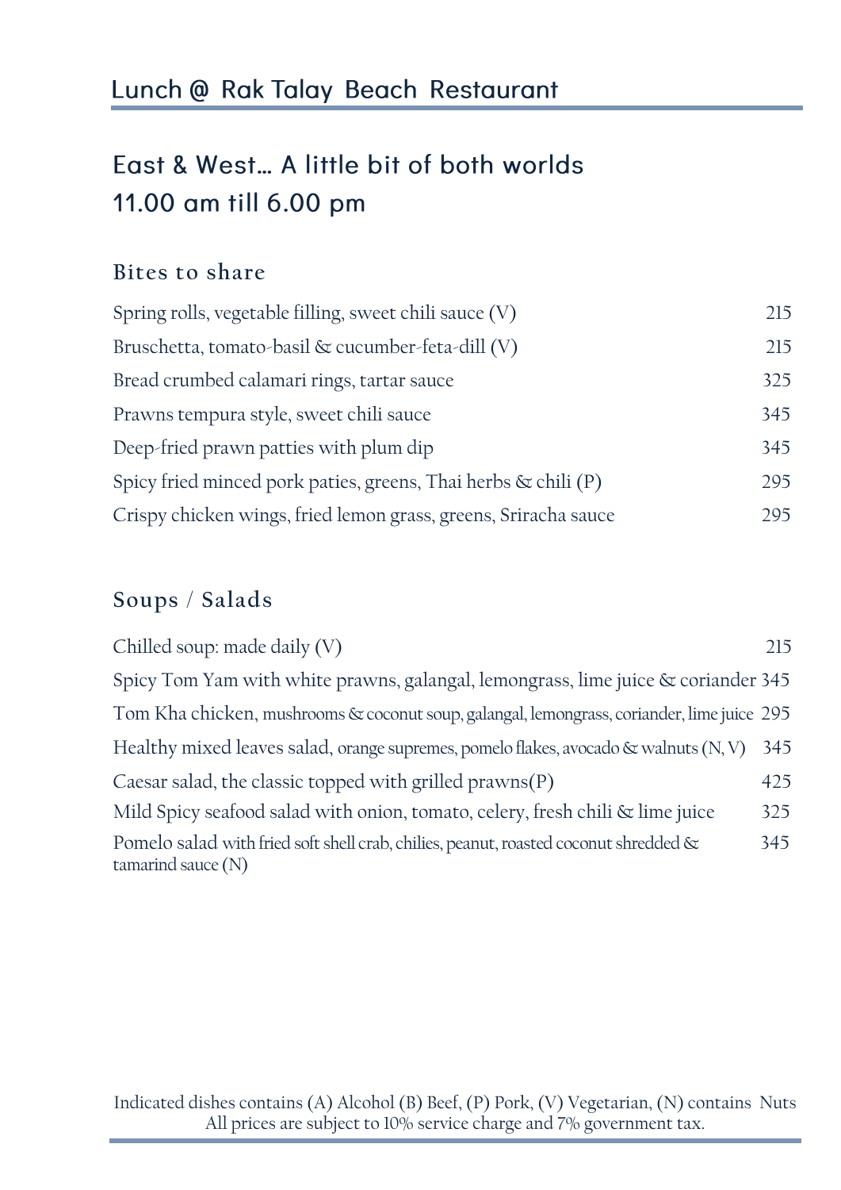# Lunch @ Rak Talay Beach Restaurant

## East & West… A little bit of both worlds
## 11.00 am till 6.00 pm

### Bites to share

| | |
|---|---|
| Spring rolls, vegetable filling, sweet chili sauce (V) | 215 |
| Bruschetta, tomato-basil & cucumber-feta-dill (V) | 215 |
| Bread crumbed calamari rings, tartar sauce | 325 |
| Prawns tempura style, sweet chili sauce | 345 |
| Deep-fried prawn patties with plum dip | 345 |
| Spicy fried minced pork paties, greens, Thai herbs & chili (P) | 295 |
| Crispy chicken wings, fried lemon grass, greens, Sriracha sauce | 295 |

### Soups / Salads

| | |
|---|---|
| Chilled soup: made daily (V) | 215 |
| Spicy Tom Yam with white prawns, galangal, lemongrass, lime juice & coriander | 345 |
| Tom Kha chicken, mushrooms & coconut soup, galangal, lemongrass, coriander, lime juice | 295 |
| Healthy mixed leaves salad, orange supremes, pomelo flakes, avocado & walnuts (N, V) | 345 |
| Caesar salad, the classic topped with grilled prawns(P) | 425 |
| Mild Spicy seafood salad with onion, tomato, celery, fresh chili & lime juice | 325 |
| Pomelo salad with fried soft shell crab, chilies, peanut, roasted coconut shredded & tamarind sauce (N) | 345 |

Indicated dishes contains (A) Alcohol (B) Beef, (P) Pork, (V) Vegetarian, (N) contains Nuts
All prices are subject to 10% service charge and 7% government tax.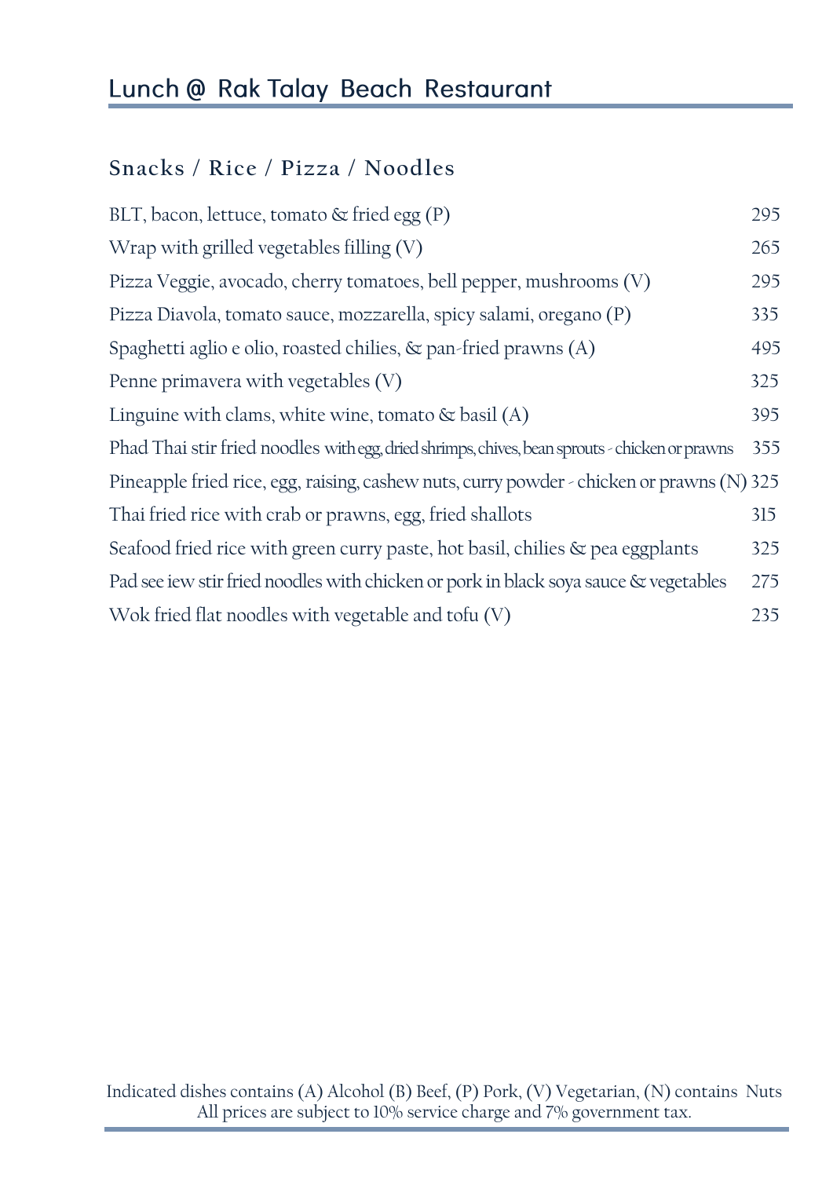# Lunch @ Rak Talay Beach Restaurant

## Snacks / Rice / Pizza / Noodles

| Item | Price |
|---|---|
| BLT, bacon, lettuce, tomato & fried egg (P) | 295 |
| Wrap with grilled vegetables filling (V) | 265 |
| Pizza Veggie, avocado, cherry tomatoes, bell pepper, mushrooms (V) | 295 |
| Pizza Diavola, tomato sauce, mozzarella, spicy salami, oregano (P) | 335 |
| Spaghetti aglio e olio, roasted chilies, & pan-fried prawns (A) | 495 |
| Penne primavera with vegetables (V) | 325 |
| Linguine with clams, white wine, tomato & basil (A) | 395 |
| Phad Thai stir fried noodles with egg, dried shrimps, chives, bean sprouts - chicken or prawns | 355 |
| Pineapple fried rice, egg, raising, cashew nuts, curry powder - chicken or prawns (N) | 325 |
| Thai fried rice with crab or prawns, egg, fried shallots | 315 |
| Seafood fried rice with green curry paste, hot basil, chilies & pea eggplants | 325 |
| Pad see iew stir fried noodles with chicken or pork in black soya sauce & vegetables | 275 |
| Wok fried flat noodles with vegetable and tofu (V) | 235 |

Indicated dishes contains (A) Alcohol (B) Beef, (P) Pork, (V) Vegetarian, (N) contains Nuts
All prices are subject to 10% service charge and 7% government tax.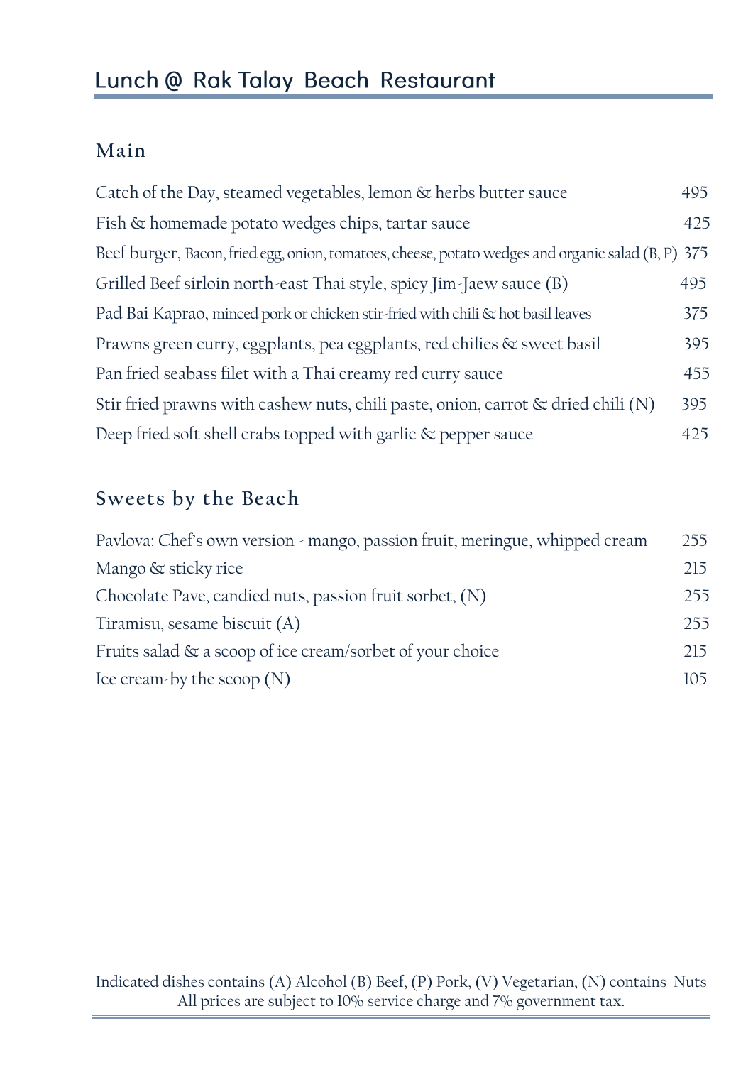# Lunch @ Rak Talay Beach Restaurant

## Main

| | |
|---|---|
| Catch of the Day, steamed vegetables, lemon & herbs butter sauce | 495 |
| Fish & homemade potato wedges chips, tartar sauce | 425 |
| Beef burger, Bacon, fried egg, onion, tomatoes, cheese, potato wedges and organic salad (B, P) | 375 |
| Grilled Beef sirloin north-east Thai style, spicy Jim-Jaew sauce (B) | 495 |
| Pad Bai Kaprao, minced pork or chicken stir-fried with chili & hot basil leaves | 375 |
| Prawns green curry, eggplants, pea eggplants, red chilies & sweet basil | 395 |
| Pan fried seabass filet with a Thai creamy red curry sauce | 455 |
| Stir fried prawns with cashew nuts, chili paste, onion, carrot & dried chili (N) | 395 |
| Deep fried soft shell crabs topped with garlic & pepper sauce | 425 |

## Sweets by the Beach

| | |
|---|---|
| Pavlova: Chef's own version - mango, passion fruit, meringue, whipped cream | 255 |
| Mango & sticky rice | 215 |
| Chocolate Pave, candied nuts, passion fruit sorbet, (N) | 255 |
| Tiramisu, sesame biscuit (A) | 255 |
| Fruits salad & a scoop of ice cream/sorbet of your choice | 215 |
| Ice cream-by the scoop (N) | 105 |

Indicated dishes contains (A) Alcohol (B) Beef, (P) Pork, (V) Vegetarian, (N) contains Nuts
All prices are subject to 10% service charge and 7% government tax.